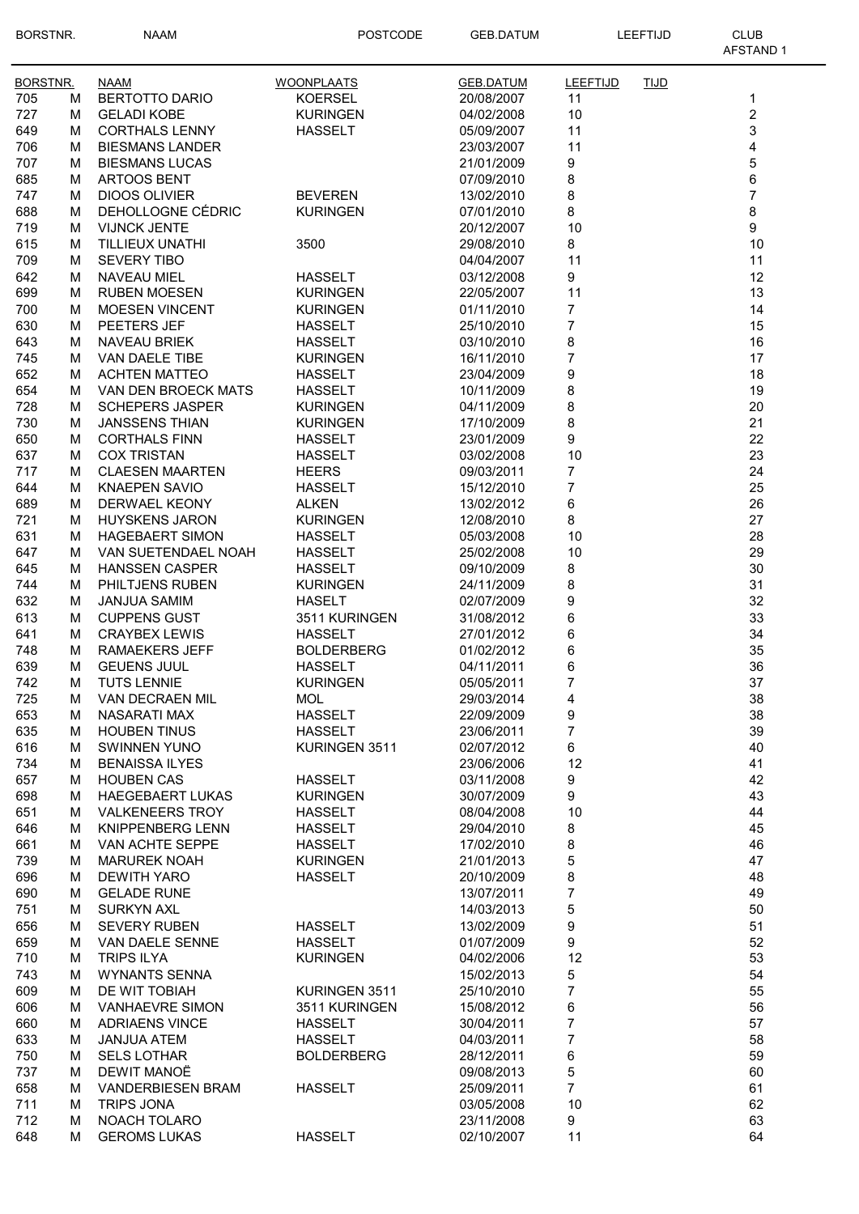| BORSTNR. | | NAAM | WOONPLAATS | GEB.DATUM | LEEFTIJD | TIJD | AFSTAND 1 |
|---|---|---|---|---|---|---|---|
| 705 | M | BERTOTTO DARIO | KOERSEL | 20/08/2007 | 11 | | 1 |
| 727 | M | GELADI KOBE | KURINGEN | 04/02/2008 | 10 | | 2 |
| 649 | M | CORTHALS LENNY | HASSELT | 05/09/2007 | 11 | | 3 |
| 706 | M | BIESMANS LANDER | | 23/03/2007 | 11 | | 4 |
| 707 | M | BIESMANS LUCAS | | 21/01/2009 | 9 | | 5 |
| 685 | M | ARTOOS BENT | | 07/09/2010 | 8 | | 6 |
| 747 | M | DIOOS OLIVIER | BEVEREN | 13/02/2010 | 8 | | 7 |
| 688 | M | DEHOLLOGNE CÉDRIC | KURINGEN | 07/01/2010 | 8 | | 8 |
| 719 | M | VIJNCK JENTE | | 20/12/2007 | 10 | | 9 |
| 615 | M | TILLIEUX UNATHI | 3500 | 29/08/2010 | 8 | | 10 |
| 709 | M | SEVERY TIBO | | 04/04/2007 | 11 | | 11 |
| 642 | M | NAVEAU MIEL | HASSELT | 03/12/2008 | 9 | | 12 |
| 699 | M | RUBEN MOESEN | KURINGEN | 22/05/2007 | 11 | | 13 |
| 700 | M | MOESEN VINCENT | KURINGEN | 01/11/2010 | 7 | | 14 |
| 630 | M | PEETERS JEF | HASSELT | 25/10/2010 | 7 | | 15 |
| 643 | M | NAVEAU BRIEK | HASSELT | 03/10/2010 | 8 | | 16 |
| 745 | M | VAN DAELE TIBE | KURINGEN | 16/11/2010 | 7 | | 17 |
| 652 | M | ACHTEN MATTEO | HASSELT | 23/04/2009 | 9 | | 18 |
| 654 | M | VAN DEN BROECK MATS | HASSELT | 10/11/2009 | 8 | | 19 |
| 728 | M | SCHEPERS JASPER | KURINGEN | 04/11/2009 | 8 | | 20 |
| 730 | M | JANSSENS THIAN | KURINGEN | 17/10/2009 | 8 | | 21 |
| 650 | M | CORTHALS FINN | HASSELT | 23/01/2009 | 9 | | 22 |
| 637 | M | COX TRISTAN | HASSELT | 03/02/2008 | 10 | | 23 |
| 717 | M | CLAESEN MAARTEN | HEERS | 09/03/2011 | 7 | | 24 |
| 644 | M | KNAEPEN SAVIO | HASSELT | 15/12/2010 | 7 | | 25 |
| 689 | M | DERWAEL KEONY | ALKEN | 13/02/2012 | 6 | | 26 |
| 721 | M | HUYSKENS JARON | KURINGEN | 12/08/2010 | 8 | | 27 |
| 631 | M | HAGEBAERT SIMON | HASSELT | 05/03/2008 | 10 | | 28 |
| 647 | M | VAN SUETENDAEL NOAH | HASSELT | 25/02/2008 | 10 | | 29 |
| 645 | M | HANSSEN CASPER | HASSELT | 09/10/2009 | 8 | | 30 |
| 744 | M | PHILTJENS RUBEN | KURINGEN | 24/11/2009 | 8 | | 31 |
| 632 | M | JANJUA SAMIM | HASELT | 02/07/2009 | 9 | | 32 |
| 613 | M | CUPPENS GUST | 3511 KURINGEN | 31/08/2012 | 6 | | 33 |
| 641 | M | CRAYBEX LEWIS | HASSELT | 27/01/2012 | 6 | | 34 |
| 748 | M | RAMAEKERS JEFF | BOLDERBERG | 01/02/2012 | 6 | | 35 |
| 639 | M | GEUENS JUUL | HASSELT | 04/11/2011 | 6 | | 36 |
| 742 | M | TUTS LENNIE | KURINGEN | 05/05/2011 | 7 | | 37 |
| 725 | M | VAN DECRAEN MIL | MOL | 29/03/2014 | 4 | | 38 |
| 653 | M | NASARATI MAX | HASSELT | 22/09/2009 | 9 | | 38 |
| 635 | M | HOUBEN TINUS | HASSELT | 23/06/2011 | 7 | | 39 |
| 616 | M | SWINNEN YUNO | KURINGEN 3511 | 02/07/2012 | 6 | | 40 |
| 734 | M | BENAISSA ILYES | | 23/06/2006 | 12 | | 41 |
| 657 | M | HOUBEN CAS | HASSELT | 03/11/2008 | 9 | | 42 |
| 698 | M | HAEGEBAERT LUKAS | KURINGEN | 30/07/2009 | 9 | | 43 |
| 651 | M | VALKENEERS TROY | HASSELT | 08/04/2008 | 10 | | 44 |
| 646 | M | KNIPPENBERG LENN | HASSELT | 29/04/2010 | 8 | | 45 |
| 661 | M | VAN ACHTE SEPPE | HASSELT | 17/02/2010 | 8 | | 46 |
| 739 | M | MARUREK NOAH | KURINGEN | 21/01/2013 | 5 | | 47 |
| 696 | M | DEWITH YARO | HASSELT | 20/10/2009 | 8 | | 48 |
| 690 | M | GELADE RUNE | | 13/07/2011 | 7 | | 49 |
| 751 | M | SURKYN AXL | | 14/03/2013 | 5 | | 50 |
| 656 | M | SEVERY RUBEN | HASSELT | 13/02/2009 | 9 | | 51 |
| 659 | M | VAN DAELE SENNE | HASSELT | 01/07/2009 | 9 | | 52 |
| 710 | M | TRIPS ILYA | KURINGEN | 04/02/2006 | 12 | | 53 |
| 743 | M | WYNANTS SENNA | | 15/02/2013 | 5 | | 54 |
| 609 | M | DE WIT TOBIAH | KURINGEN 3511 | 25/10/2010 | 7 | | 55 |
| 606 | M | VANHAEVRE SIMON | 3511 KURINGEN | 15/08/2012 | 6 | | 56 |
| 660 | M | ADRIAENS VINCE | HASSELT | 30/04/2011 | 7 | | 57 |
| 633 | M | JANJUA ATEM | HASSELT | 04/03/2011 | 7 | | 58 |
| 750 | M | SELS LOTHAR | BOLDERBERG | 28/12/2011 | 6 | | 59 |
| 737 | M | DEWIT MANOË | | 09/08/2013 | 5 | | 60 |
| 658 | M | VANDERBIESEN BRAM | HASSELT | 25/09/2011 | 7 | | 61 |
| 711 | M | TRIPS JONA | | 03/05/2008 | 10 | | 62 |
| 712 | M | NOACH TOLARO | | 23/11/2008 | 9 | | 63 |
| 648 | M | GEROMS LUKAS | HASSELT | 02/10/2007 | 11 | | 64 |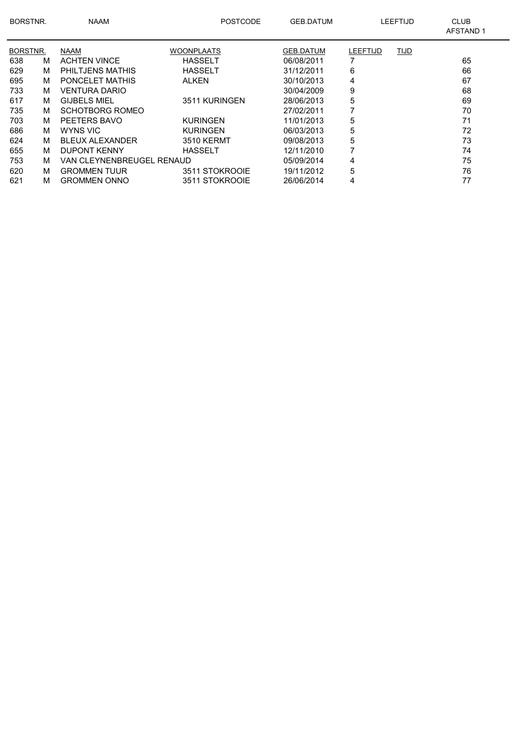| BORSTNR. | | NAAM | WOONPLAATS | GEB.DATUM | LEEFTIJD | TIJD | |
|---|---|---|---|---|---|---|---|
| 638 | M | ACHTEN VINCE | HASSELT | 06/08/2011 | 7 | | 65 |
| 629 | M | PHILTJENS MATHIS | HASSELT | 31/12/2011 | 6 | | 66 |
| 695 | M | PONCELET MATHIS | ALKEN | 30/10/2013 | 4 | | 67 |
| 733 | M | VENTURA DARIO | | 30/04/2009 | 9 | | 68 |
| 617 | M | GIJBELS MIEL | 3511 KURINGEN | 28/06/2013 | 5 | | 69 |
| 735 | M | SCHOTBORG ROMEO | | 27/02/2011 | 7 | | 70 |
| 703 | M | PEETERS BAVO | KURINGEN | 11/01/2013 | 5 | | 71 |
| 686 | M | WYNS VIC | KURINGEN | 06/03/2013 | 5 | | 72 |
| 624 | M | BLEUX ALEXANDER | 3510 KERMT | 09/08/2013 | 5 | | 73 |
| 655 | M | DUPONT KENNY | HASSELT | 12/11/2010 | 7 | | 74 |
| 753 | M | VAN CLEYNENBREUGEL RENAUD | | 05/09/2014 | 4 | | 75 |
| 620 | M | GROMMEN TUUR | 3511 STOKROOIE | 19/11/2012 | 5 | | 76 |
| 621 | M | GROMMEN ONNO | 3511 STOKROOIE | 26/06/2014 | 4 | | 77 |